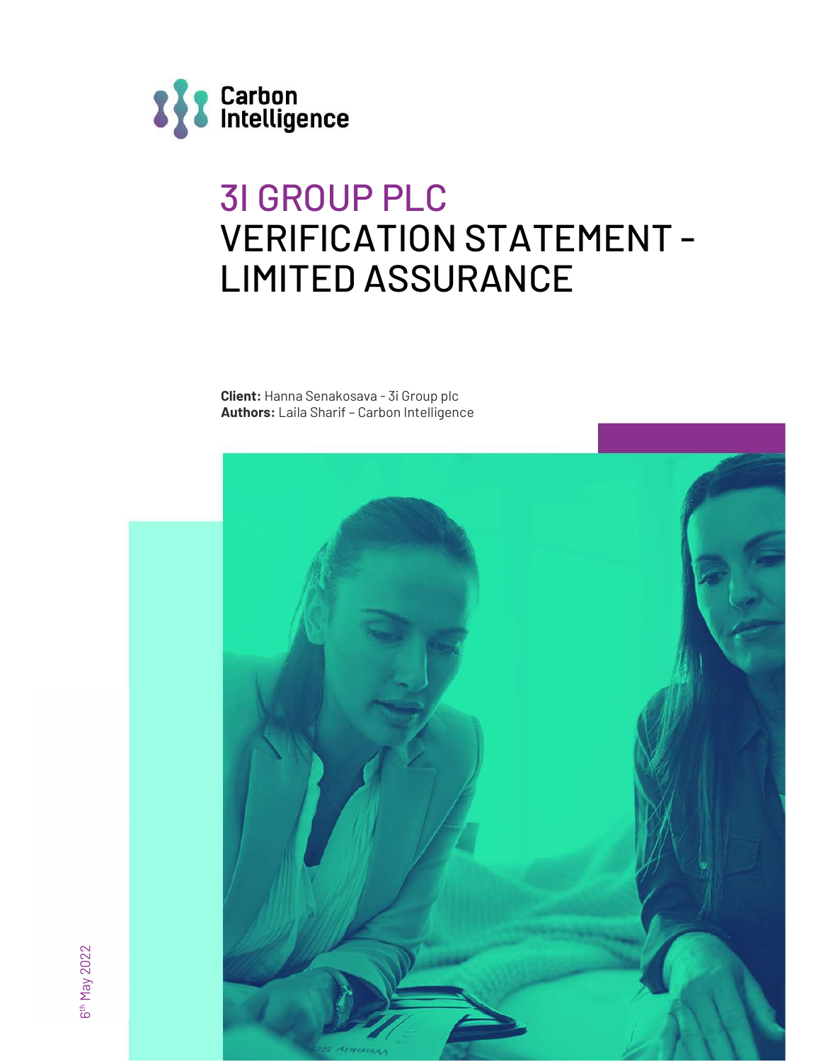Carbon Intelligence

# 3I GROUP PLC
# VERIFICATION STATEMENT - LIMITED ASSURANCE

**Client:** Hanna Senakosava - 3i Group plc
**Authors:** Laila Sharif – Carbon Intelligence

6th May 2022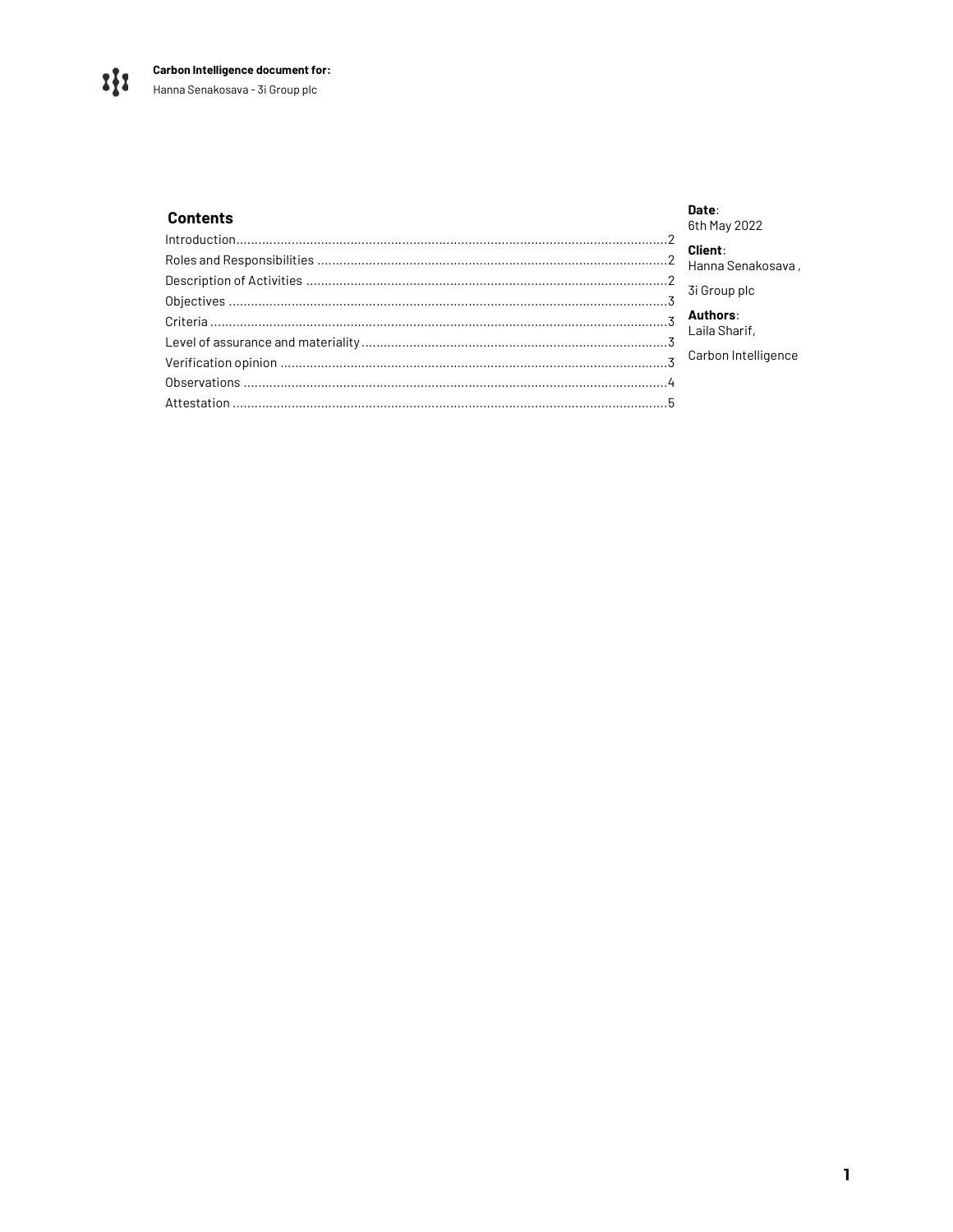**Carbon Intelligence document for:**
Hanna Senakosava - 3i Group plc

**Date**:
6th May 2022

**Client**:
Hanna Senakosava ,

3i Group plc

**Authors**:
Laila Sharif,

Carbon Intelligence

## Contents

| | |
|---|---|
| Introduction | 2 |
| Roles and Responsibilities | 2 |
| Description of Activities | 2 |
| Objectives | 3 |
| Criteria | 3 |
| Level of assurance and materiality | 3 |
| Verification opinion | 3 |
| Observations | 4 |
| Attestation | 5 |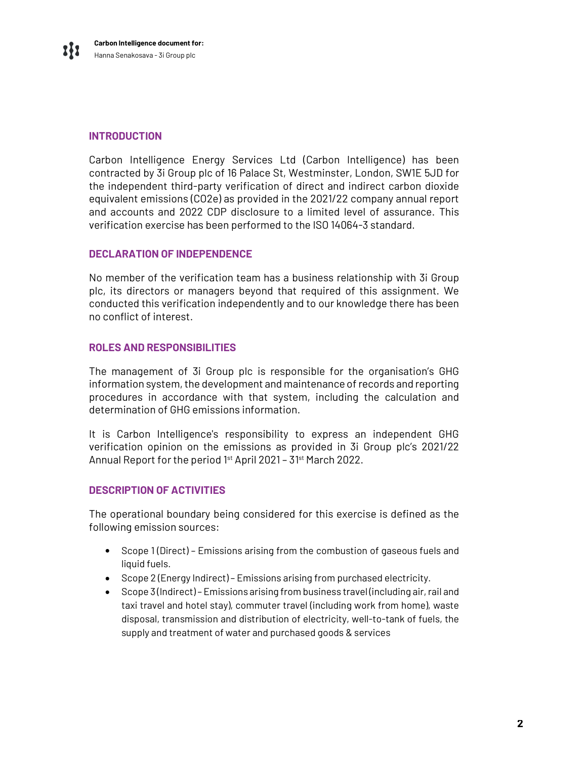## INTRODUCTION

Carbon Intelligence Energy Services Ltd (Carbon Intelligence) has been contracted by 3i Group plc of 16 Palace St, Westminster, London, SW1E 5JD for the independent third-party verification of direct and indirect carbon dioxide equivalent emissions (CO2e) as provided in the 2021/22 company annual report and accounts and 2022 CDP disclosure to a limited level of assurance. This verification exercise has been performed to the ISO 14064-3 standard.

## DECLARATION OF INDEPENDENCE

No member of the verification team has a business relationship with 3i Group plc, its directors or managers beyond that required of this assignment. We conducted this verification independently and to our knowledge there has been no conflict of interest.

## ROLES AND RESPONSIBILITIES

The management of 3i Group plc is responsible for the organisation's GHG information system, the development and maintenance of records and reporting procedures in accordance with that system, including the calculation and determination of GHG emissions information.

It is Carbon Intelligence's responsibility to express an independent GHG verification opinion on the emissions as provided in 3i Group plc's 2021/22 Annual Report for the period 1st April 2021 – 31st March 2022.

## DESCRIPTION OF ACTIVITIES

The operational boundary being considered for this exercise is defined as the following emission sources:

- Scope 1 (Direct) – Emissions arising from the combustion of gaseous fuels and liquid fuels.
- Scope 2 (Energy Indirect) – Emissions arising from purchased electricity.
- Scope 3 (Indirect) – Emissions arising from business travel (including air, rail and taxi travel and hotel stay), commuter travel (including work from home), waste disposal, transmission and distribution of electricity, well-to-tank of fuels, the supply and treatment of water and purchased goods & services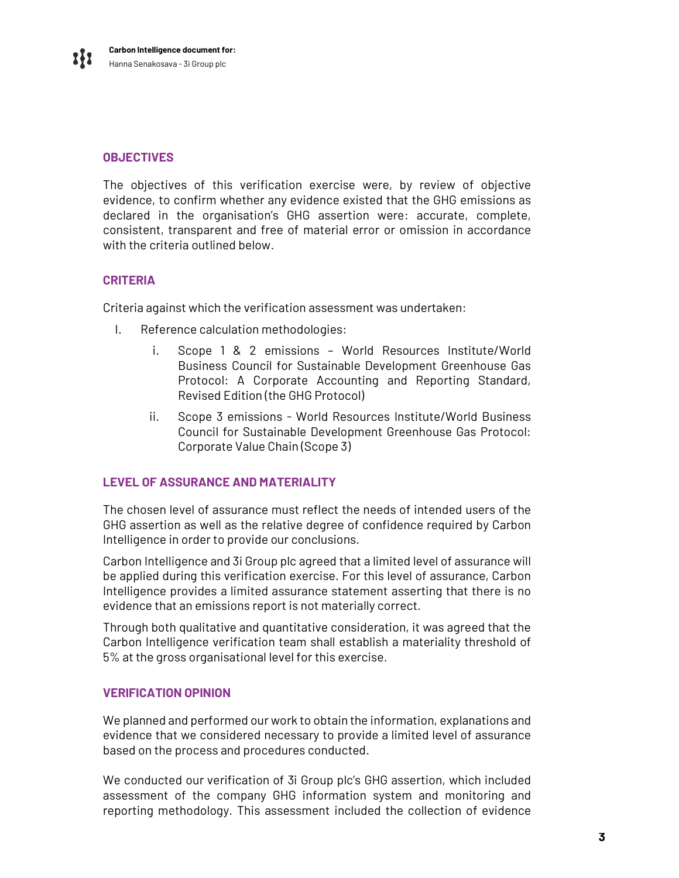## OBJECTIVES

The objectives of this verification exercise were, by review of objective evidence, to confirm whether any evidence existed that the GHG emissions as declared in the organisation's GHG assertion were: accurate, complete, consistent, transparent and free of material error or omission in accordance with the criteria outlined below.

## CRITERIA

Criteria against which the verification assessment was undertaken:

I. Reference calculation methodologies:

   i. Scope 1 & 2 emissions – World Resources Institute/World Business Council for Sustainable Development Greenhouse Gas Protocol: A Corporate Accounting and Reporting Standard, Revised Edition (the GHG Protocol)

   ii. Scope 3 emissions - World Resources Institute/World Business Council for Sustainable Development Greenhouse Gas Protocol: Corporate Value Chain (Scope 3)

## LEVEL OF ASSURANCE AND MATERIALITY

The chosen level of assurance must reflect the needs of intended users of the GHG assertion as well as the relative degree of confidence required by Carbon Intelligence in order to provide our conclusions.

Carbon Intelligence and 3i Group plc agreed that a limited level of assurance will be applied during this verification exercise. For this level of assurance, Carbon Intelligence provides a limited assurance statement asserting that there is no evidence that an emissions report is not materially correct.

Through both qualitative and quantitative consideration, it was agreed that the Carbon Intelligence verification team shall establish a materiality threshold of 5% at the gross organisational level for this exercise.

## VERIFICATION OPINION

We planned and performed our work to obtain the information, explanations and evidence that we considered necessary to provide a limited level of assurance based on the process and procedures conducted.

We conducted our verification of 3i Group plc's GHG assertion, which included assessment of the company GHG information system and monitoring and reporting methodology. This assessment included the collection of evidence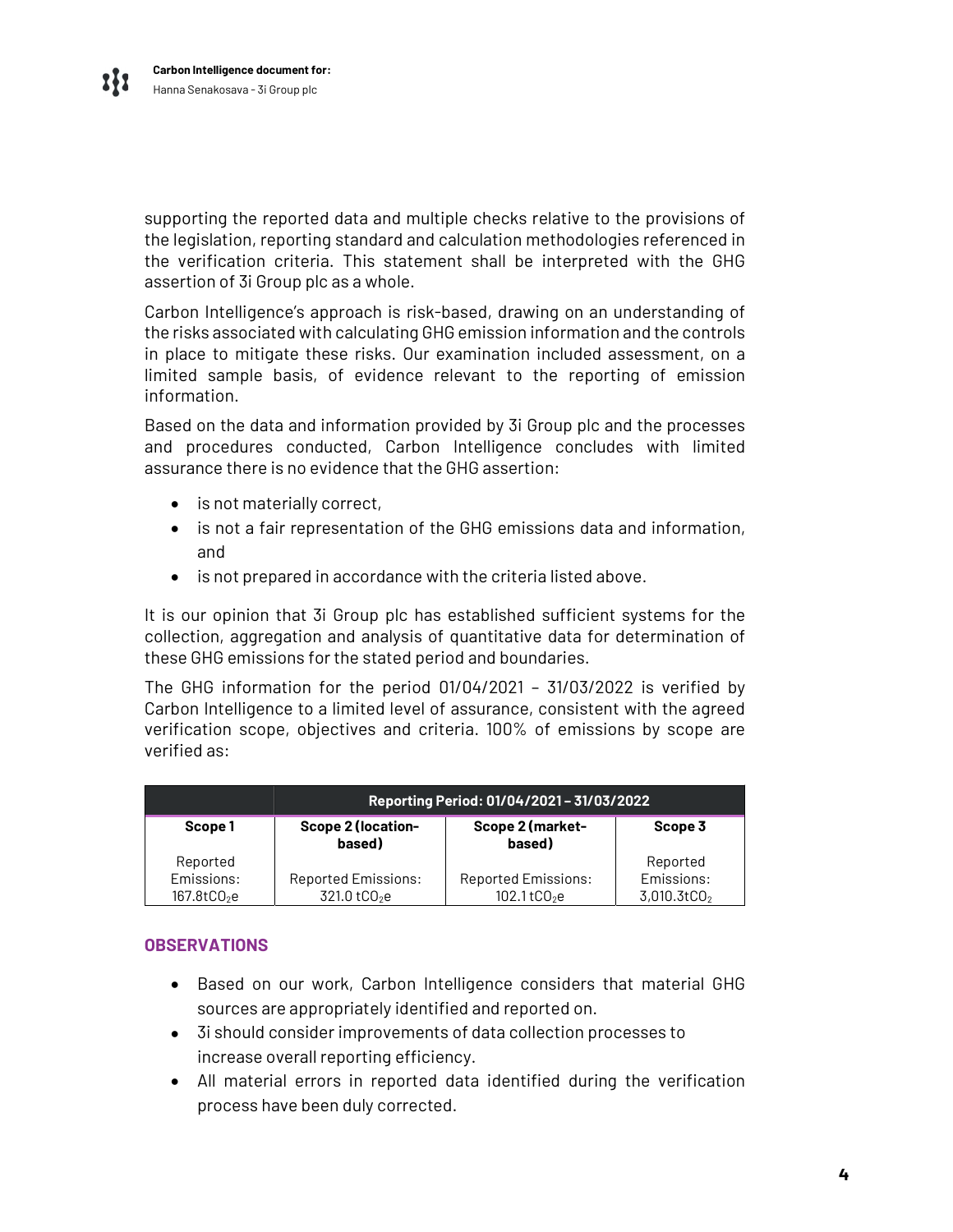supporting the reported data and multiple checks relative to the provisions of the legislation, reporting standard and calculation methodologies referenced in the verification criteria. This statement shall be interpreted with the GHG assertion of 3i Group plc as a whole.

Carbon Intelligence's approach is risk-based, drawing on an understanding of the risks associated with calculating GHG emission information and the controls in place to mitigate these risks. Our examination included assessment, on a limited sample basis, of evidence relevant to the reporting of emission information.

Based on the data and information provided by 3i Group plc and the processes and procedures conducted, Carbon Intelligence concludes with limited assurance there is no evidence that the GHG assertion:

- is not materially correct,
- is not a fair representation of the GHG emissions data and information, and
- is not prepared in accordance with the criteria listed above.

It is our opinion that 3i Group plc has established sufficient systems for the collection, aggregation and analysis of quantitative data for determination of these GHG emissions for the stated period and boundaries.

The GHG information for the period 01/04/2021 – 31/03/2022 is verified by Carbon Intelligence to a limited level of assurance, consistent with the agreed verification scope, objectives and criteria. 100% of emissions by scope are verified as:

| | Reporting Period: 01/04/2021 – 31/03/2022 | | |
|---|---|---|---|
| **Scope 1** | **Scope 2 (location-based)** | **Scope 2 (market-based)** | **Scope 3** |
| Reported Emissions: 167.8t$CO_2$e | Reported Emissions: 321.0 t$CO_2$e | Reported Emissions: 102.1 t$CO_2$e | Reported Emissions: 3,010.3t$CO_2$ |

### OBSERVATIONS

- Based on our work, Carbon Intelligence considers that material GHG sources are appropriately identified and reported on.
- 3i should consider improvements of data collection processes to increase overall reporting efficiency.
- All material errors in reported data identified during the verification process have been duly corrected.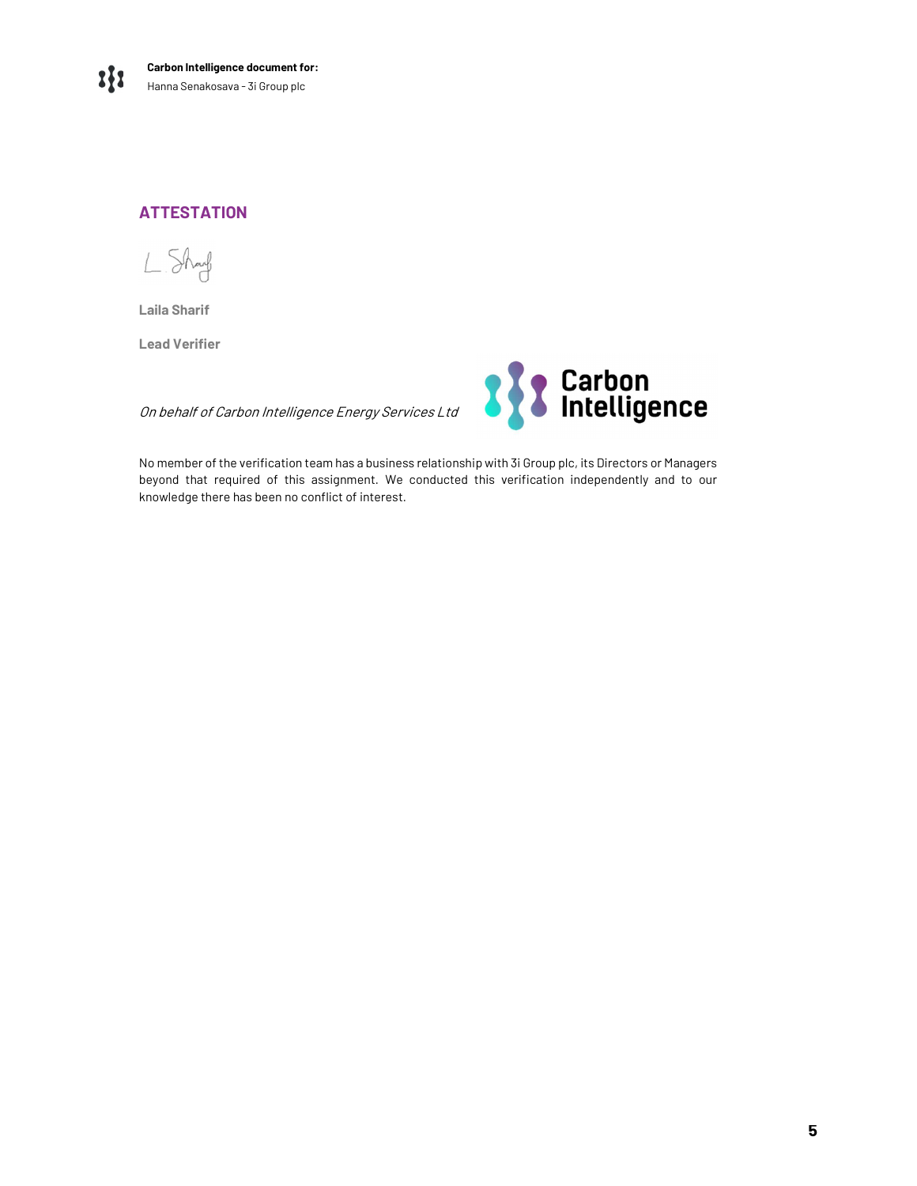## ATTESTATION

**Laila Sharif**

**Lead Verifier**

*On behalf of Carbon Intelligence Energy Services Ltd*

No member of the verification team has a business relationship with 3i Group plc, its Directors or Managers beyond that required of this assignment. We conducted this verification independently and to our knowledge there has been no conflict of interest.